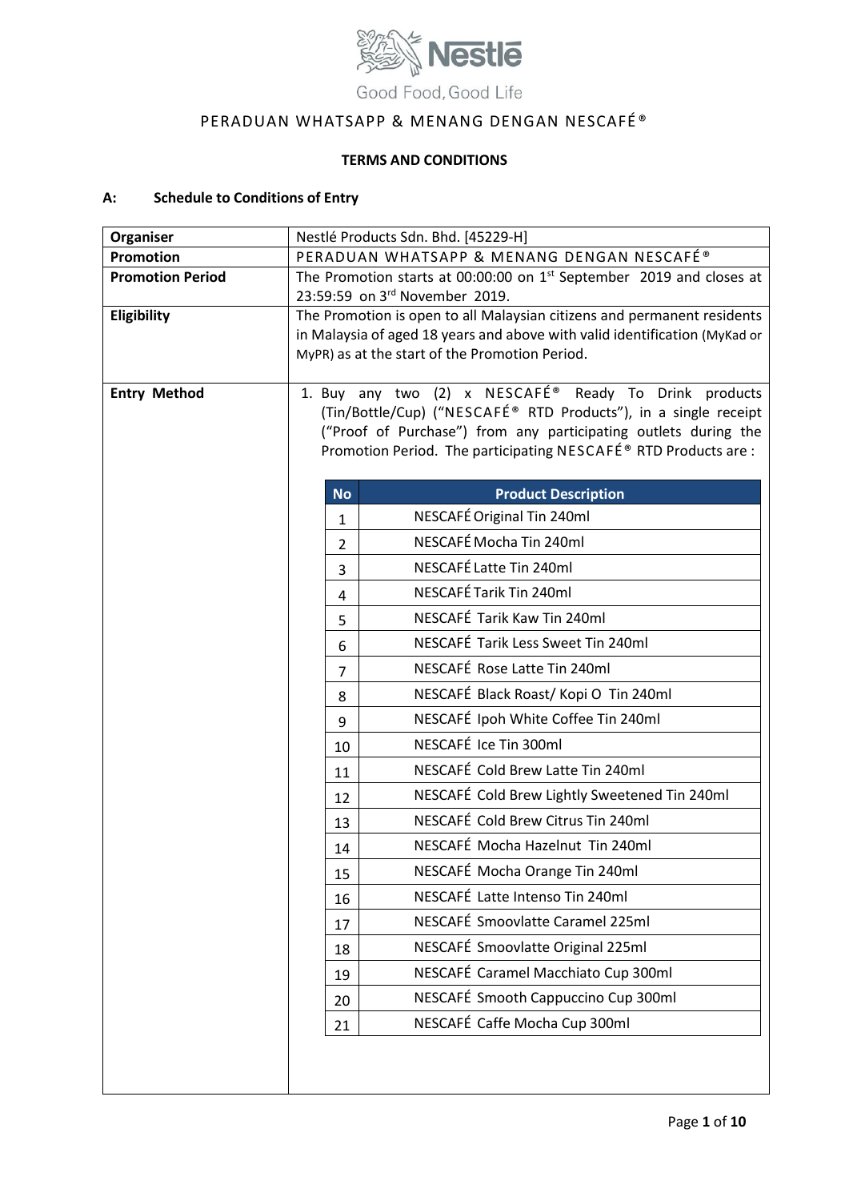Good Food, Good Life

# PERADUAN WHATSAPP & MENANG DENGAN NESCAFÉ®

## TERMS AND CONDITIONS

### A: Schedule to Conditions of Entry

| | |
|---|---|
| **Organiser** | Nestlé Products Sdn. Bhd. [45229-H] |
| **Promotion** | PERADUAN WHATSAPP & MENANG DENGAN NESCAFÉ® |
| **Promotion Period** | The Promotion starts at 00:00:00 on 1st September 2019 and closes at 23:59:59 on 3rd November 2019. |
| **Eligibility** | The Promotion is open to all Malaysian citizens and permanent residents in Malaysia of aged 18 years and above with valid identification (MyKad or MyPR) as at the start of the Promotion Period. |
| **Entry Method** | 1. Buy any two (2) x NESCAFÉ® Ready To Drink products (Tin/Bottle/Cup) ("NESCAFÉ® RTD Products"), in a single receipt ("Proof of Purchase") from any participating outlets during the Promotion Period. The participating NESCAFÉ® RTD Products are : |

| No | Product Description |
|---|---|
| 1 | NESCAFÉ Original Tin 240ml |
| 2 | NESCAFÉ Mocha Tin 240ml |
| 3 | NESCAFÉ Latte Tin 240ml |
| 4 | NESCAFÉ Tarik Tin 240ml |
| 5 | NESCAFÉ Tarik Kaw Tin 240ml |
| 6 | NESCAFÉ Tarik Less Sweet Tin 240ml |
| 7 | NESCAFÉ Rose Latte Tin 240ml |
| 8 | NESCAFÉ Black Roast/ Kopi O Tin 240ml |
| 9 | NESCAFÉ Ipoh White Coffee Tin 240ml |
| 10 | NESCAFÉ Ice Tin 300ml |
| 11 | NESCAFÉ Cold Brew Latte Tin 240ml |
| 12 | NESCAFÉ Cold Brew Lightly Sweetened Tin 240ml |
| 13 | NESCAFÉ Cold Brew Citrus Tin 240ml |
| 14 | NESCAFÉ Mocha Hazelnut Tin 240ml |
| 15 | NESCAFÉ Mocha Orange Tin 240ml |
| 16 | NESCAFÉ Latte Intenso Tin 240ml |
| 17 | NESCAFÉ Smoovlatte Caramel 225ml |
| 18 | NESCAFÉ Smoovlatte Original 225ml |
| 19 | NESCAFÉ Caramel Macchiato Cup 300ml |
| 20 | NESCAFÉ Smooth Cappuccino Cup 300ml |
| 21 | NESCAFÉ Caffe Mocha Cup 300ml |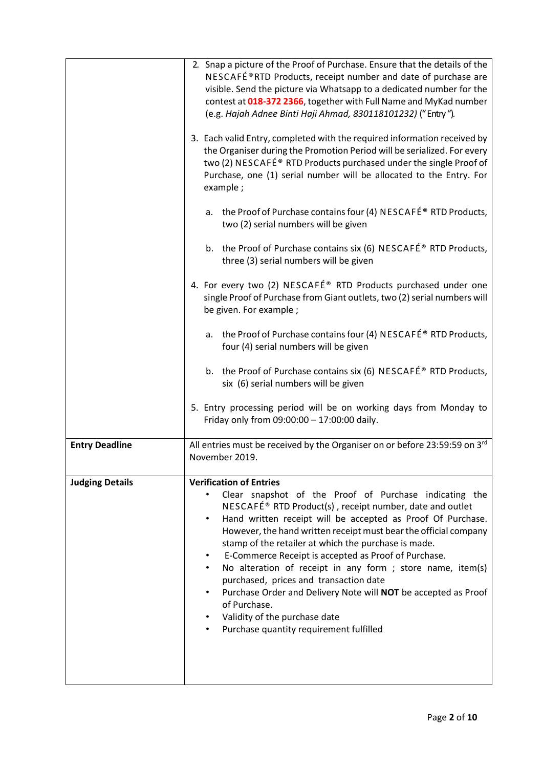| | |
|---|---|
| | 2. Snap a picture of the Proof of Purchase. Ensure that the details of the NESCAFÉ® RTD Products, receipt number and date of purchase are visible. Send the picture via Whatsapp to a dedicated number for the contest at **018-372 2366**, together with Full Name and MyKad number (e.g. *Hajah Adnee Binti Haji Ahmad, 830118101232)* ("Entry").<br><br>3. Each valid Entry, completed with the required information received by the Organiser during the Promotion Period will be serialized. For every two (2) NESCAFÉ® RTD Products purchased under the single Proof of Purchase, one (1) serial number will be allocated to the Entry. For example ;<br><br>a. the Proof of Purchase contains four (4) NESCAFÉ® RTD Products, two (2) serial numbers will be given<br><br>b. the Proof of Purchase contains six (6) NESCAFÉ® RTD Products, three (3) serial numbers will be given<br><br>4. For every two (2) NESCAFÉ® RTD Products purchased under one single Proof of Purchase from Giant outlets, two (2) serial numbers will be given. For example ;<br><br>a. the Proof of Purchase contains four (4) NESCAFÉ® RTD Products, four (4) serial numbers will be given<br><br>b. the Proof of Purchase contains six (6) NESCAFÉ® RTD Products, six (6) serial numbers will be given<br><br>5. Entry processing period will be on working days from Monday to Friday only from 09:00:00 – 17:00:00 daily. |
| **Entry Deadline** | All entries must be received by the Organiser on or before 23:59:59 on 3rd November 2019. |
| **Judging Details** | **Verification of Entries**<br>• Clear snapshot of the Proof of Purchase indicating the NESCAFÉ® RTD Product(s) , receipt number, date and outlet<br>• Hand written receipt will be accepted as Proof Of Purchase. However, the hand written receipt must bear the official company stamp of the retailer at which the purchase is made.<br>• E-Commerce Receipt is accepted as Proof of Purchase.<br>• No alteration of receipt in any form ; store name, item(s) purchased, prices and transaction date<br>• Purchase Order and Delivery Note will **NOT** be accepted as Proof of Purchase.<br>• Validity of the purchase date<br>• Purchase quantity requirement fulfilled |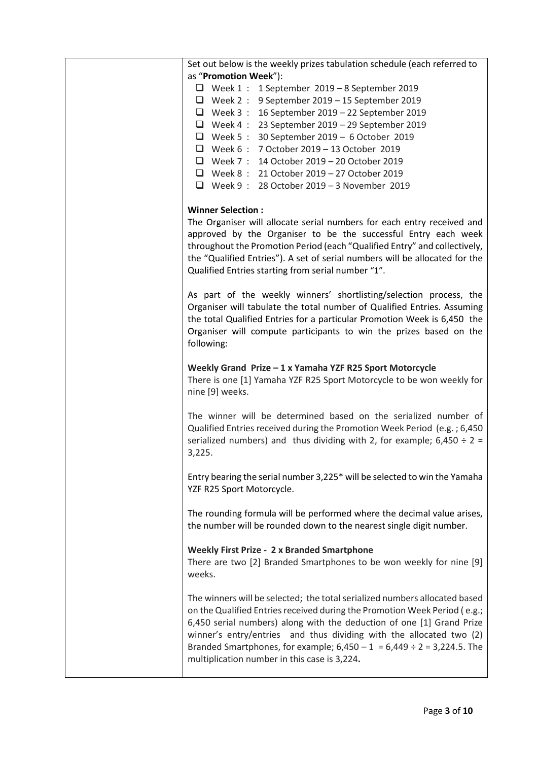Set out below is the weekly prizes tabulation schedule (each referred to as "**Promotion Week**"):

- Week 1 : 1 September 2019 – 8 September 2019
- Week 2 : 9 September 2019 – 15 September 2019
- Week 3 : 16 September 2019 – 22 September 2019
- Week 4 : 23 September 2019 – 29 September 2019
- Week 5 : 30 September 2019 – 6 October 2019
- Week 6 : 7 October 2019 – 13 October 2019
- Week 7 : 14 October 2019 – 20 October 2019
- Week 8 : 21 October 2019 – 27 October 2019
- Week 9 : 28 October 2019 – 3 November 2019

**Winner Selection :**

The Organiser will allocate serial numbers for each entry received and approved by the Organiser to be the successful Entry each week throughout the Promotion Period (each "Qualified Entry" and collectively, the "Qualified Entries"). A set of serial numbers will be allocated for the Qualified Entries starting from serial number "1".

As part of the weekly winners' shortlisting/selection process, the Organiser will tabulate the total number of Qualified Entries. Assuming the total Qualified Entries for a particular Promotion Week is 6,450 the Organiser will compute participants to win the prizes based on the following:

**Weekly Grand Prize – 1 x Yamaha YZF R25 Sport Motorcycle**

There is one [1] Yamaha YZF R25 Sport Motorcycle to be won weekly for nine [9] weeks.

The winner will be determined based on the serialized number of Qualified Entries received during the Promotion Week Period (e.g. ; 6,450 serialized numbers) and thus dividing with 2, for example; 6,450 ÷ 2 = 3,225.

Entry bearing the serial number 3,225* will be selected to win the Yamaha YZF R25 Sport Motorcycle.

The rounding formula will be performed where the decimal value arises, the number will be rounded down to the nearest single digit number.

**Weekly First Prize - 2 x Branded Smartphone**

There are two [2] Branded Smartphones to be won weekly for nine [9] weeks.

The winners will be selected; the total serialized numbers allocated based on the Qualified Entries received during the Promotion Week Period ( e.g.; 6,450 serial numbers) along with the deduction of one [1] Grand Prize winner's entry/entries and thus dividing with the allocated two (2) Branded Smartphones, for example; 6,450 – 1 = 6,449 ÷ 2 = 3,224.5. The multiplication number in this case is 3,224**.**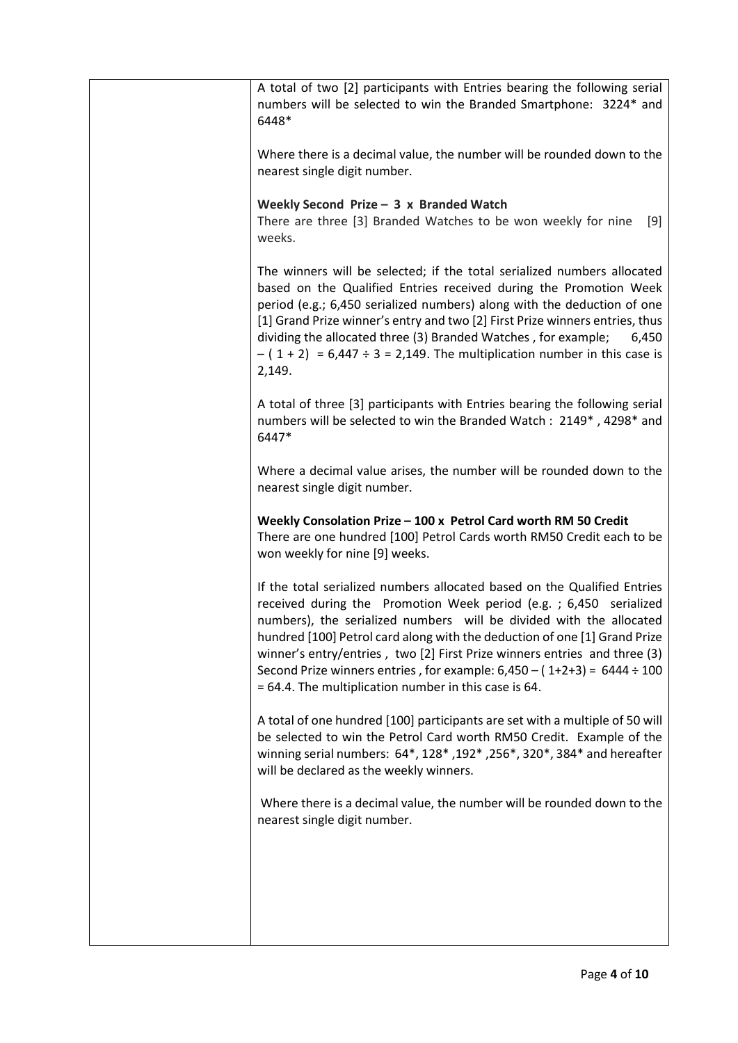| | |
|---|---|
| | A total of two [2] participants with Entries bearing the following serial numbers will be selected to win the Branded Smartphone: 3224* and 6448*<br><br>Where there is a decimal value, the number will be rounded down to the nearest single digit number.<br><br>**Weekly Second Prize – 3 x Branded Watch**<br>There are three [3] Branded Watches to be won weekly for nine [9] weeks.<br><br>The winners will be selected; if the total serialized numbers allocated based on the Qualified Entries received during the Promotion Week period (e.g.; 6,450 serialized numbers) along with the deduction of one [1] Grand Prize winner's entry and two [2] First Prize winners entries, thus dividing the allocated three (3) Branded Watches , for example; 6,450 – ( 1 + 2) = 6,447 ÷ 3 = 2,149. The multiplication number in this case is 2,149.<br><br>A total of three [3] participants with Entries bearing the following serial numbers will be selected to win the Branded Watch : 2149* , 4298* and 6447*<br><br>Where a decimal value arises, the number will be rounded down to the nearest single digit number.<br><br>**Weekly Consolation Prize – 100 x Petrol Card worth RM 50 Credit**<br>There are one hundred [100] Petrol Cards worth RM50 Credit each to be won weekly for nine [9] weeks.<br><br>If the total serialized numbers allocated based on the Qualified Entries received during the Promotion Week period (e.g. ; 6,450 serialized numbers), the serialized numbers will be divided with the allocated hundred [100] Petrol card along with the deduction of one [1] Grand Prize winner's entry/entries , two [2] First Prize winners entries and three (3) Second Prize winners entries , for example: 6,450 – ( 1+2+3) = 6444 ÷ 100 = 64.4. The multiplication number in this case is 64.<br><br>A total of one hundred [100] participants are set with a multiple of 50 will be selected to win the Petrol Card worth RM50 Credit. Example of the winning serial numbers: 64*, 128* ,192* ,256*, 320*, 384* and hereafter will be declared as the weekly winners.<br><br>Where there is a decimal value, the number will be rounded down to the nearest single digit number. |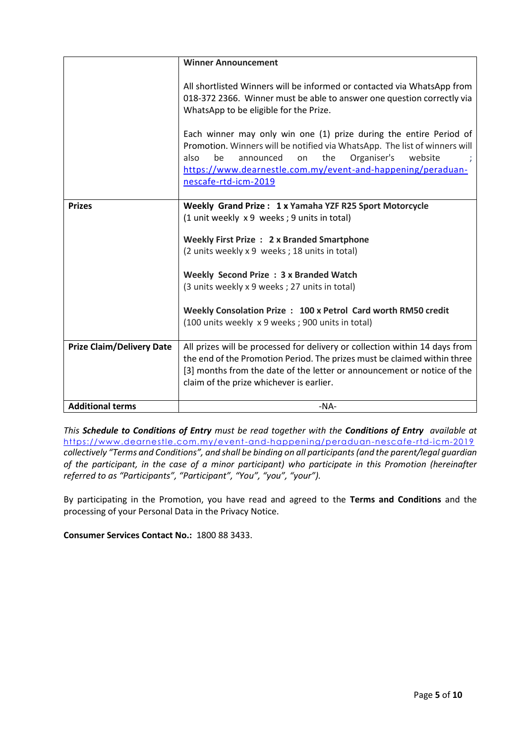| | |
|---|---|
| | **Winner Announcement**<br><br>All shortlisted Winners will be informed or contacted via WhatsApp from 018-372 2366. Winner must be able to answer one question correctly via WhatsApp to be eligible for the Prize.<br><br>Each winner may only win one (1) prize during the entire Period of Promotion. Winners will be notified via WhatsApp. The list of winners will also be announced on the Organiser's website ; https://www.dearnestle.com.my/event-and-happening/peraduan-nescafe-rtd-icm-2019 |
| **Prizes** | **Weekly Grand Prize : 1 x Yamaha YZF R25 Sport Motorcycle**<br>(1 unit weekly x 9 weeks ; 9 units in total)<br><br>**Weekly First Prize : 2 x Branded Smartphone**<br>(2 units weekly x 9 weeks ; 18 units in total)<br><br>**Weekly Second Prize : 3 x Branded Watch**<br>(3 units weekly x 9 weeks ; 27 units in total)<br><br>**Weekly Consolation Prize : 100 x Petrol Card worth RM50 credit**<br>(100 units weekly x 9 weeks ; 900 units in total) |
| **Prize Claim/Delivery Date** | All prizes will be processed for delivery or collection within 14 days from the end of the Promotion Period. The prizes must be claimed within three [3] months from the date of the letter or announcement or notice of the claim of the prize whichever is earlier. |
| **Additional terms** | -NA- |

*This **Schedule to Conditions of Entry** must be read together with the **Conditions of Entry** available at* https://www.dearnestle.com.my/event-and-happening/peraduan-nescafe-rtd-icm-2019 *collectively "Terms and Conditions", and shall be binding on all participants (and the parent/legal guardian of the participant, in the case of a minor participant) who participate in this Promotion (hereinafter referred to as "Participants", "Participant", "You", "you", "your").*

By participating in the Promotion, you have read and agreed to the **Terms and Conditions** and the processing of your Personal Data in the Privacy Notice.

**Consumer Services Contact No.:** 1800 88 3433.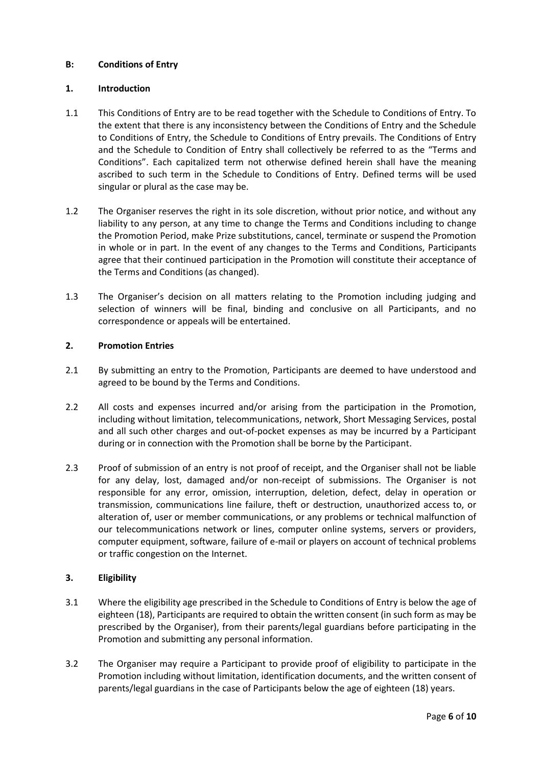## B: Conditions of Entry

### 1. Introduction

1.1 This Conditions of Entry are to be read together with the Schedule to Conditions of Entry. To the extent that there is any inconsistency between the Conditions of Entry and the Schedule to Conditions of Entry, the Schedule to Conditions of Entry prevails. The Conditions of Entry and the Schedule to Condition of Entry shall collectively be referred to as the "Terms and Conditions". Each capitalized term not otherwise defined herein shall have the meaning ascribed to such term in the Schedule to Conditions of Entry. Defined terms will be used singular or plural as the case may be.

1.2 The Organiser reserves the right in its sole discretion, without prior notice, and without any liability to any person, at any time to change the Terms and Conditions including to change the Promotion Period, make Prize substitutions, cancel, terminate or suspend the Promotion in whole or in part. In the event of any changes to the Terms and Conditions, Participants agree that their continued participation in the Promotion will constitute their acceptance of the Terms and Conditions (as changed).

1.3 The Organiser's decision on all matters relating to the Promotion including judging and selection of winners will be final, binding and conclusive on all Participants, and no correspondence or appeals will be entertained.

### 2. Promotion Entries

2.1 By submitting an entry to the Promotion, Participants are deemed to have understood and agreed to be bound by the Terms and Conditions.

2.2 All costs and expenses incurred and/or arising from the participation in the Promotion, including without limitation, telecommunications, network, Short Messaging Services, postal and all such other charges and out-of-pocket expenses as may be incurred by a Participant during or in connection with the Promotion shall be borne by the Participant.

2.3 Proof of submission of an entry is not proof of receipt, and the Organiser shall not be liable for any delay, lost, damaged and/or non-receipt of submissions. The Organiser is not responsible for any error, omission, interruption, deletion, defect, delay in operation or transmission, communications line failure, theft or destruction, unauthorized access to, or alteration of, user or member communications, or any problems or technical malfunction of our telecommunications network or lines, computer online systems, servers or providers, computer equipment, software, failure of e-mail or players on account of technical problems or traffic congestion on the Internet.

### 3. Eligibility

3.1 Where the eligibility age prescribed in the Schedule to Conditions of Entry is below the age of eighteen (18), Participants are required to obtain the written consent (in such form as may be prescribed by the Organiser), from their parents/legal guardians before participating in the Promotion and submitting any personal information.

3.2 The Organiser may require a Participant to provide proof of eligibility to participate in the Promotion including without limitation, identification documents, and the written consent of parents/legal guardians in the case of Participants below the age of eighteen (18) years.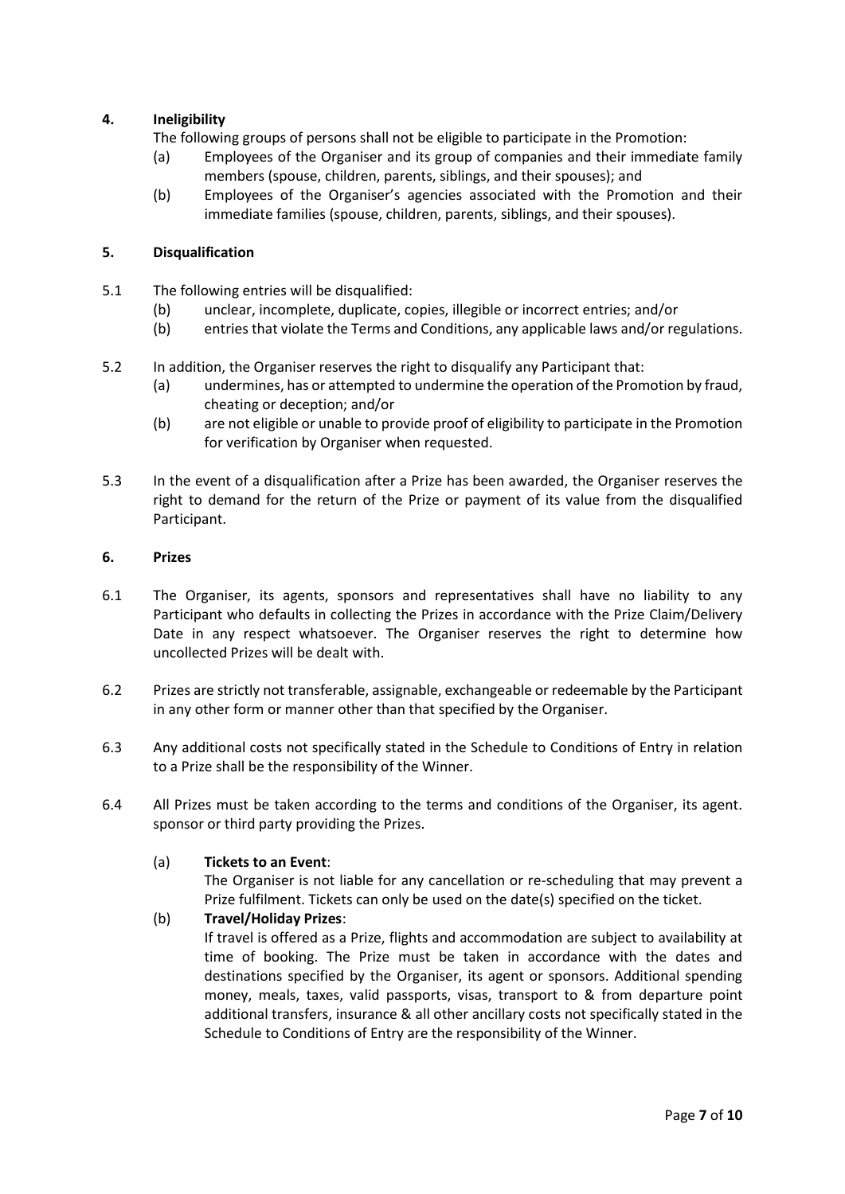## 4. Ineligibility

The following groups of persons shall not be eligible to participate in the Promotion:

- (a) Employees of the Organiser and its group of companies and their immediate family members (spouse, children, parents, siblings, and their spouses); and
- (b) Employees of the Organiser's agencies associated with the Promotion and their immediate families (spouse, children, parents, siblings, and their spouses).

## 5. Disqualification

5.1 The following entries will be disqualified:

- (b) unclear, incomplete, duplicate, copies, illegible or incorrect entries; and/or
- (b) entries that violate the Terms and Conditions, any applicable laws and/or regulations.

5.2 In addition, the Organiser reserves the right to disqualify any Participant that:

- (a) undermines, has or attempted to undermine the operation of the Promotion by fraud, cheating or deception; and/or
- (b) are not eligible or unable to provide proof of eligibility to participate in the Promotion for verification by Organiser when requested.

5.3 In the event of a disqualification after a Prize has been awarded, the Organiser reserves the right to demand for the return of the Prize or payment of its value from the disqualified Participant.

## 6. Prizes

6.1 The Organiser, its agents, sponsors and representatives shall have no liability to any Participant who defaults in collecting the Prizes in accordance with the Prize Claim/Delivery Date in any respect whatsoever. The Organiser reserves the right to determine how uncollected Prizes will be dealt with.

6.2 Prizes are strictly not transferable, assignable, exchangeable or redeemable by the Participant in any other form or manner other than that specified by the Organiser.

6.3 Any additional costs not specifically stated in the Schedule to Conditions of Entry in relation to a Prize shall be the responsibility of the Winner.

6.4 All Prizes must be taken according to the terms and conditions of the Organiser, its agent. sponsor or third party providing the Prizes.

- (a) **Tickets to an Event**:
  The Organiser is not liable for any cancellation or re-scheduling that may prevent a Prize fulfilment. Tickets can only be used on the date(s) specified on the ticket.
- (b) **Travel/Holiday Prizes**:
  If travel is offered as a Prize, flights and accommodation are subject to availability at time of booking. The Prize must be taken in accordance with the dates and destinations specified by the Organiser, its agent or sponsors. Additional spending money, meals, taxes, valid passports, visas, transport to & from departure point additional transfers, insurance & all other ancillary costs not specifically stated in the Schedule to Conditions of Entry are the responsibility of the Winner.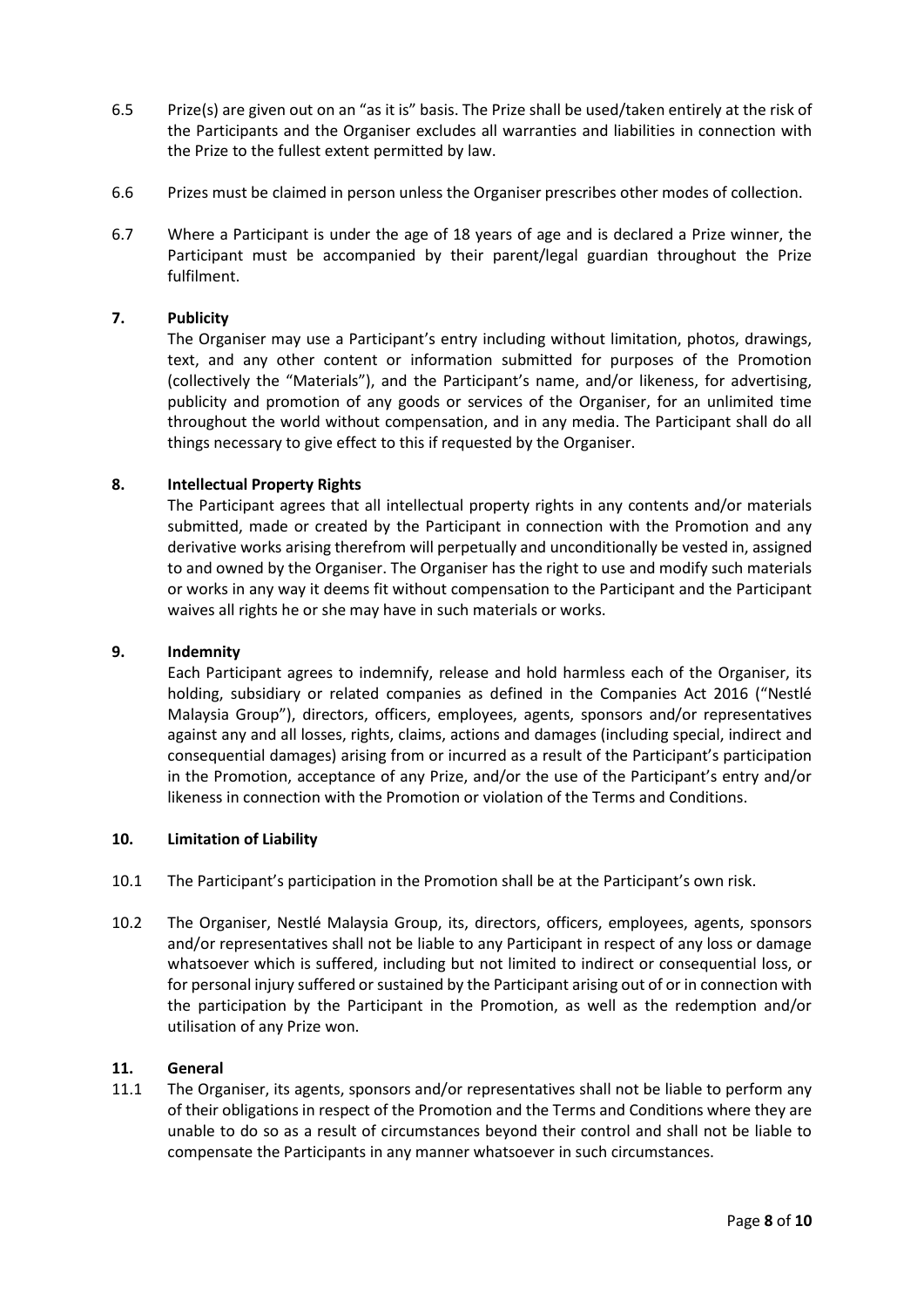6.5 Prize(s) are given out on an "as it is" basis. The Prize shall be used/taken entirely at the risk of the Participants and the Organiser excludes all warranties and liabilities in connection with the Prize to the fullest extent permitted by law.

6.6 Prizes must be claimed in person unless the Organiser prescribes other modes of collection.

6.7 Where a Participant is under the age of 18 years of age and is declared a Prize winner, the Participant must be accompanied by their parent/legal guardian throughout the Prize fulfilment.

## 7. Publicity

The Organiser may use a Participant's entry including without limitation, photos, drawings, text, and any other content or information submitted for purposes of the Promotion (collectively the "Materials"), and the Participant's name, and/or likeness, for advertising, publicity and promotion of any goods or services of the Organiser, for an unlimited time throughout the world without compensation, and in any media. The Participant shall do all things necessary to give effect to this if requested by the Organiser.

## 8. Intellectual Property Rights

The Participant agrees that all intellectual property rights in any contents and/or materials submitted, made or created by the Participant in connection with the Promotion and any derivative works arising therefrom will perpetually and unconditionally be vested in, assigned to and owned by the Organiser. The Organiser has the right to use and modify such materials or works in any way it deems fit without compensation to the Participant and the Participant waives all rights he or she may have in such materials or works.

## 9. Indemnity

Each Participant agrees to indemnify, release and hold harmless each of the Organiser, its holding, subsidiary or related companies as defined in the Companies Act 2016 ("Nestlé Malaysia Group"), directors, officers, employees, agents, sponsors and/or representatives against any and all losses, rights, claims, actions and damages (including special, indirect and consequential damages) arising from or incurred as a result of the Participant's participation in the Promotion, acceptance of any Prize, and/or the use of the Participant's entry and/or likeness in connection with the Promotion or violation of the Terms and Conditions.

## 10. Limitation of Liability

10.1 The Participant's participation in the Promotion shall be at the Participant's own risk.

10.2 The Organiser, Nestlé Malaysia Group, its, directors, officers, employees, agents, sponsors and/or representatives shall not be liable to any Participant in respect of any loss or damage whatsoever which is suffered, including but not limited to indirect or consequential loss, or for personal injury suffered or sustained by the Participant arising out of or in connection with the participation by the Participant in the Promotion, as well as the redemption and/or utilisation of any Prize won.

## 11. General

11.1 The Organiser, its agents, sponsors and/or representatives shall not be liable to perform any of their obligations in respect of the Promotion and the Terms and Conditions where they are unable to do so as a result of circumstances beyond their control and shall not be liable to compensate the Participants in any manner whatsoever in such circumstances.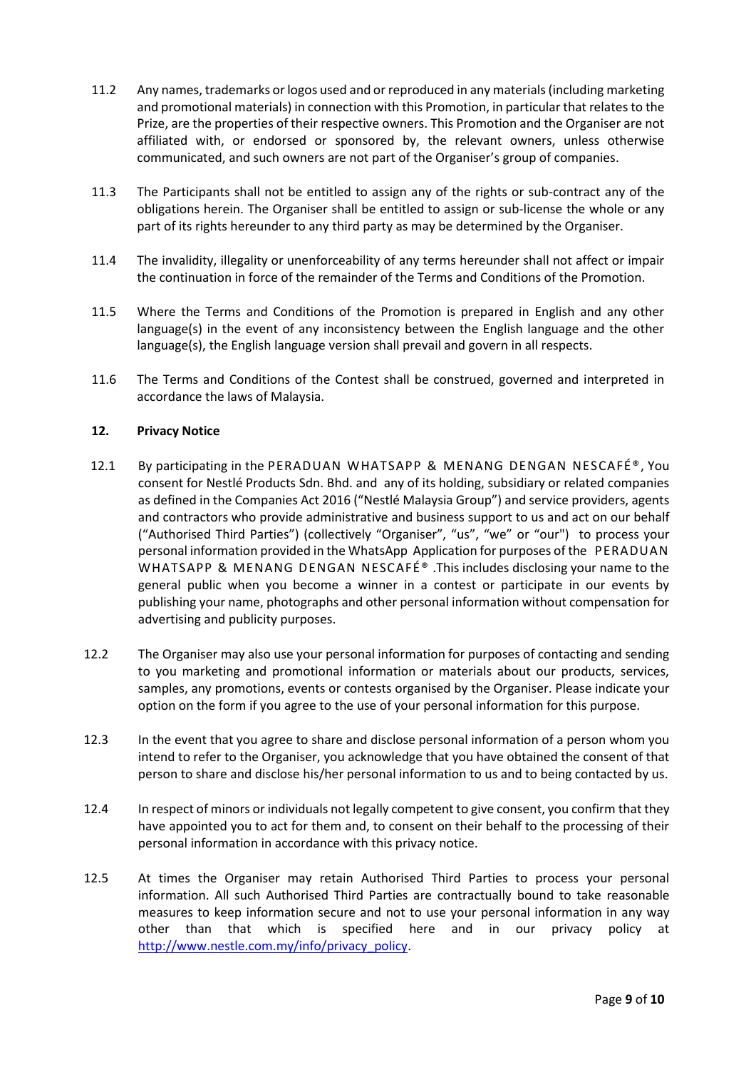11.2 Any names, trademarks or logos used and or reproduced in any materials (including marketing and promotional materials) in connection with this Promotion, in particular that relates to the Prize, are the properties of their respective owners. This Promotion and the Organiser are not affiliated with, or endorsed or sponsored by, the relevant owners, unless otherwise communicated, and such owners are not part of the Organiser's group of companies.

11.3 The Participants shall not be entitled to assign any of the rights or sub-contract any of the obligations herein. The Organiser shall be entitled to assign or sub-license the whole or any part of its rights hereunder to any third party as may be determined by the Organiser.

11.4 The invalidity, illegality or unenforceability of any terms hereunder shall not affect or impair the continuation in force of the remainder of the Terms and Conditions of the Promotion.

11.5 Where the Terms and Conditions of the Promotion is prepared in English and any other language(s) in the event of any inconsistency between the English language and the other language(s), the English language version shall prevail and govern in all respects.

11.6 The Terms and Conditions of the Contest shall be construed, governed and interpreted in accordance the laws of Malaysia.

## 12. Privacy Notice

12.1 By participating in the PERADUAN WHATSAPP & MENANG DENGAN NESCAFÉ®, You consent for Nestlé Products Sdn. Bhd. and any of its holding, subsidiary or related companies as defined in the Companies Act 2016 ("Nestlé Malaysia Group") and service providers, agents and contractors who provide administrative and business support to us and act on our behalf ("Authorised Third Parties") (collectively "Organiser", "us", "we" or "our") to process your personal information provided in the WhatsApp Application for purposes of the PERADUAN WHATSAPP & MENANG DENGAN NESCAFÉ® .This includes disclosing your name to the general public when you become a winner in a contest or participate in our events by publishing your name, photographs and other personal information without compensation for advertising and publicity purposes.

12.2 The Organiser may also use your personal information for purposes of contacting and sending to you marketing and promotional information or materials about our products, services, samples, any promotions, events or contests organised by the Organiser. Please indicate your option on the form if you agree to the use of your personal information for this purpose.

12.3 In the event that you agree to share and disclose personal information of a person whom you intend to refer to the Organiser, you acknowledge that you have obtained the consent of that person to share and disclose his/her personal information to us and to being contacted by us.

12.4 In respect of minors or individuals not legally competent to give consent, you confirm that they have appointed you to act for them and, to consent on their behalf to the processing of their personal information in accordance with this privacy notice.

12.5 At times the Organiser may retain Authorised Third Parties to process your personal information. All such Authorised Third Parties are contractually bound to take reasonable measures to keep information secure and not to use your personal information in any way other than that which is specified here and in our privacy policy at http://www.nestle.com.my/info/privacy_policy.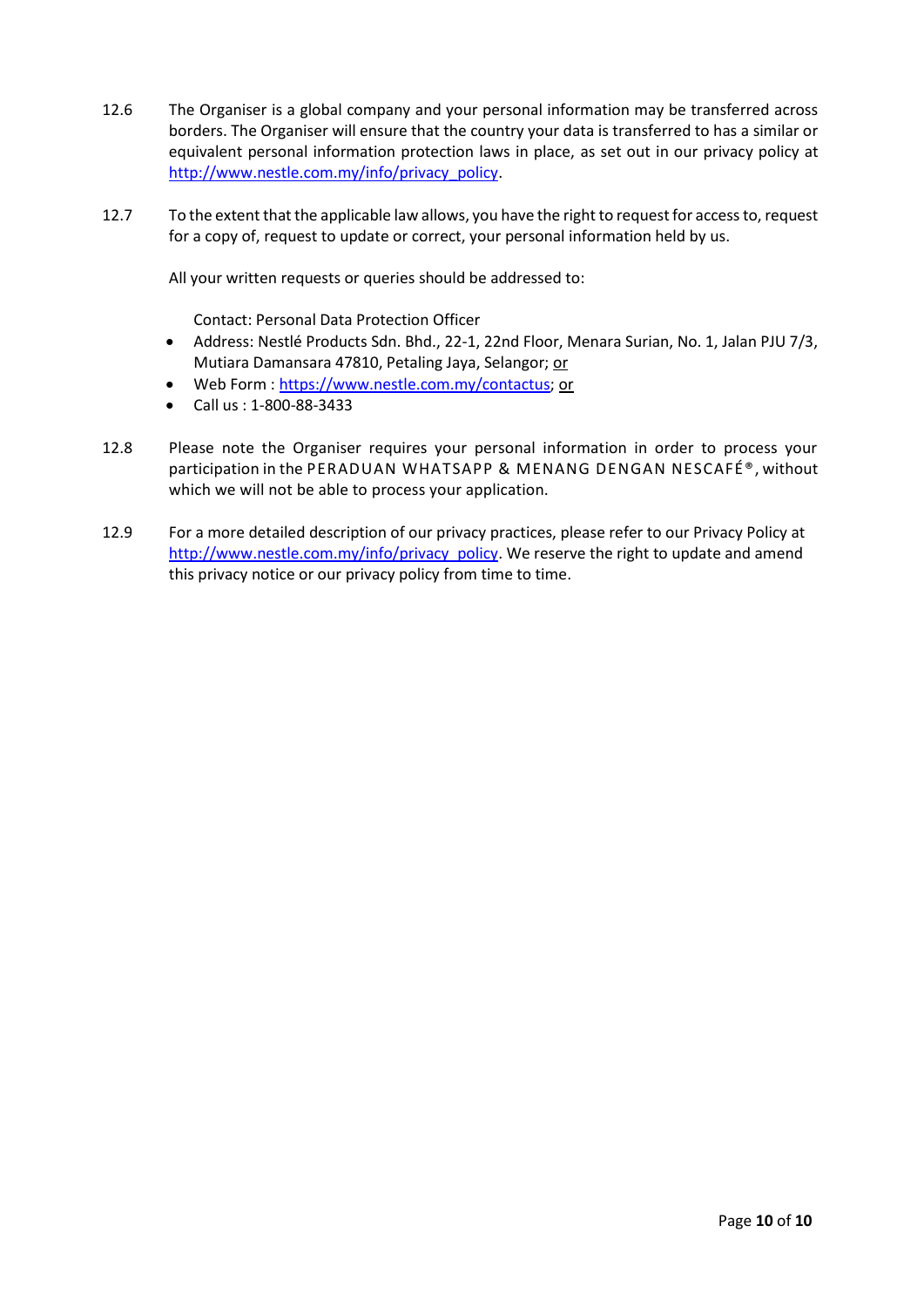12.6 The Organiser is a global company and your personal information may be transferred across borders. The Organiser will ensure that the country your data is transferred to has a similar or equivalent personal information protection laws in place, as set out in our privacy policy at http://www.nestle.com.my/info/privacy_policy.

12.7 To the extent that the applicable law allows, you have the right to request for access to, request for a copy of, request to update or correct, your personal information held by us.

All your written requests or queries should be addressed to:

Contact: Personal Data Protection Officer

- Address: Nestlé Products Sdn. Bhd., 22-1, 22nd Floor, Menara Surian, No. 1, Jalan PJU 7/3, Mutiara Damansara 47810, Petaling Jaya, Selangor; or
- Web Form : https://www.nestle.com.my/contactus; or
- Call us : 1-800-88-3433

12.8 Please note the Organiser requires your personal information in order to process your participation in the PERADUAN WHATSAPP & MENANG DENGAN NESCAFÉ®, without which we will not be able to process your application.

12.9 For a more detailed description of our privacy practices, please refer to our Privacy Policy at http://www.nestle.com.my/info/privacy_policy. We reserve the right to update and amend this privacy notice or our privacy policy from time to time.